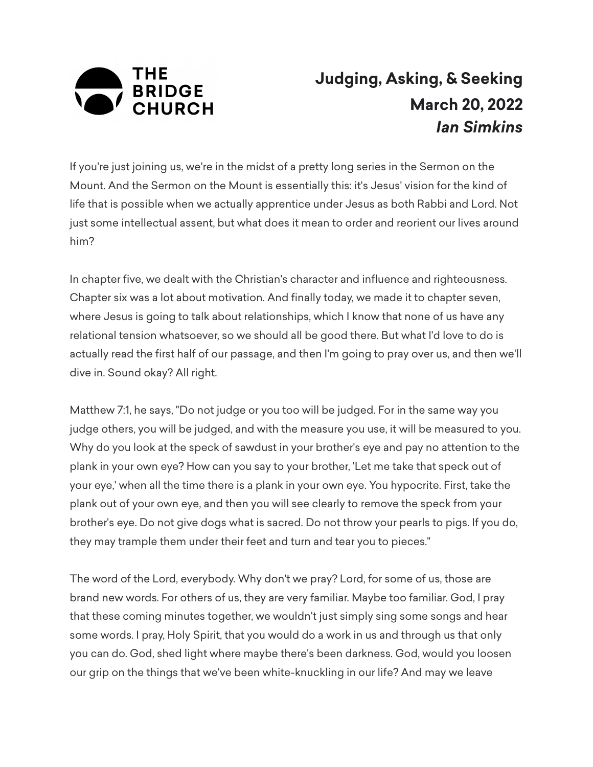THE BRIDGE CHURCH

# Judging, Asking, & Seeking

## March 20, 2022

### *Ian Simkins*

If you're just joining us, we're in the midst of a pretty long series in the Sermon on the Mount. And the Sermon on the Mount is essentially this: it's Jesus' vision for the kind of life that is possible when we actually apprentice under Jesus as both Rabbi and Lord. Not just some intellectual assent, but what does it mean to order and reorient our lives around him?

In chapter five, we dealt with the Christian's character and influence and righteousness. Chapter six was a lot about motivation. And finally today, we made it to chapter seven, where Jesus is going to talk about relationships, which I know that none of us have any relational tension whatsoever, so we should all be good there. But what I'd love to do is actually read the first half of our passage, and then I'm going to pray over us, and then we'll dive in. Sound okay? All right.

Matthew 7:1, he says, "Do not judge or you too will be judged. For in the same way you judge others, you will be judged, and with the measure you use, it will be measured to you. Why do you look at the speck of sawdust in your brother's eye and pay no attention to the plank in your own eye? How can you say to your brother, 'Let me take that speck out of your eye,' when all the time there is a plank in your own eye. You hypocrite. First, take the plank out of your own eye, and then you will see clearly to remove the speck from your brother's eye. Do not give dogs what is sacred. Do not throw your pearls to pigs. If you do, they may trample them under their feet and turn and tear you to pieces."

The word of the Lord, everybody. Why don't we pray? Lord, for some of us, those are brand new words. For others of us, they are very familiar. Maybe too familiar. God, I pray that these coming minutes together, we wouldn't just simply sing some songs and hear some words. I pray, Holy Spirit, that you would do a work in us and through us that only you can do. God, shed light where maybe there's been darkness. God, would you loosen our grip on the things that we've been white-knuckling in our life? And may we leave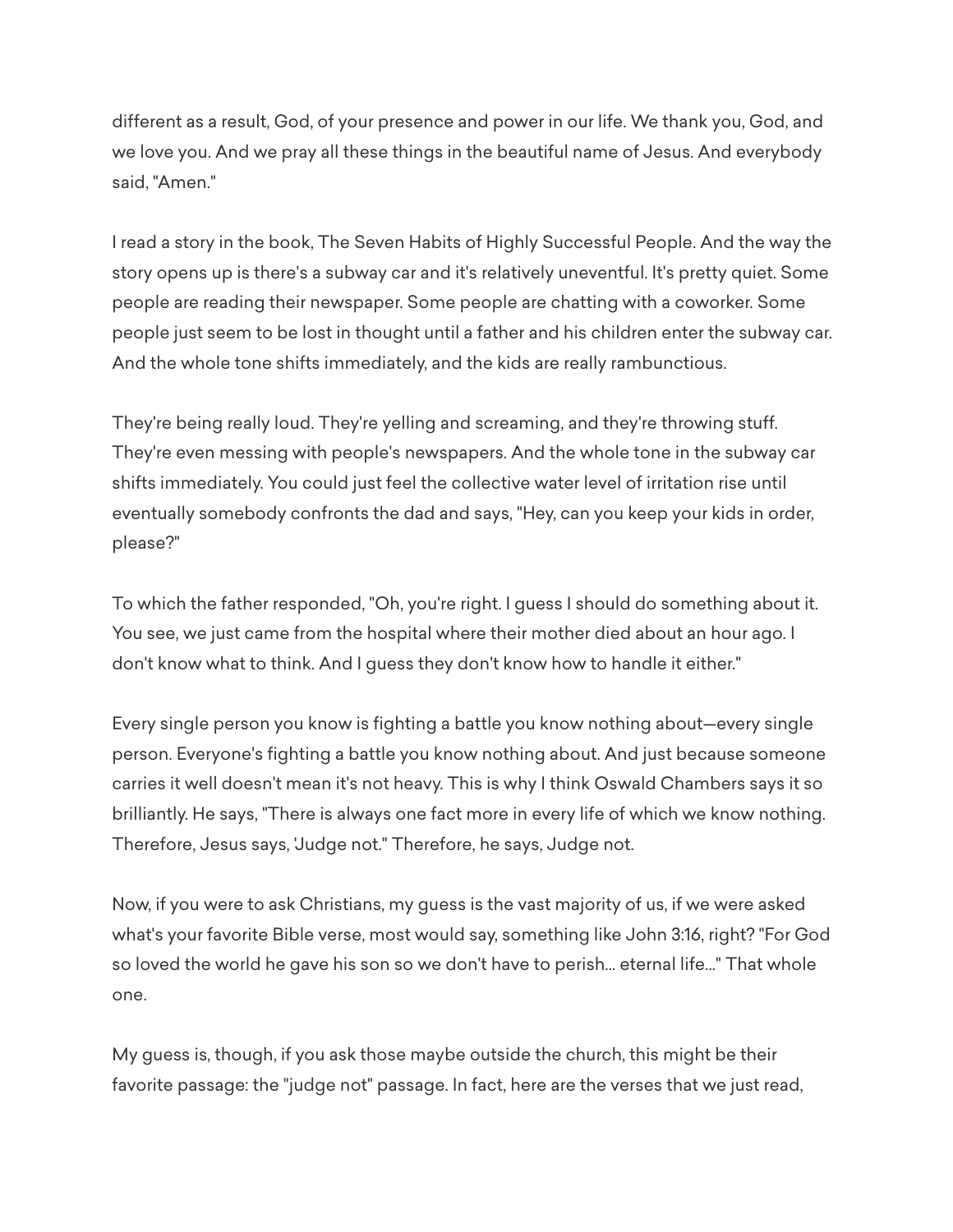different as a result, God, of your presence and power in our life. We thank you, God, and we love you. And we pray all these things in the beautiful name of Jesus. And everybody said, "Amen."

I read a story in the book, The Seven Habits of Highly Successful People. And the way the story opens up is there's a subway car and it's relatively uneventful. It's pretty quiet. Some people are reading their newspaper. Some people are chatting with a coworker. Some people just seem to be lost in thought until a father and his children enter the subway car. And the whole tone shifts immediately, and the kids are really rambunctious.

They're being really loud. They're yelling and screaming, and they're throwing stuff. They're even messing with people's newspapers. And the whole tone in the subway car shifts immediately. You could just feel the collective water level of irritation rise until eventually somebody confronts the dad and says, "Hey, can you keep your kids in order, please?"

To which the father responded, "Oh, you're right. I guess I should do something about it. You see, we just came from the hospital where their mother died about an hour ago. I don't know what to think. And I guess they don't know how to handle it either."

Every single person you know is fighting a battle you know nothing about—every single person. Everyone's fighting a battle you know nothing about. And just because someone carries it well doesn't mean it's not heavy. This is why I think Oswald Chambers says it so brilliantly. He says, "There is always one fact more in every life of which we know nothing. Therefore, Jesus says, 'Judge not." Therefore, he says, Judge not.

Now, if you were to ask Christians, my guess is the vast majority of us, if we were asked what's your favorite Bible verse, most would say, something like John 3:16, right? "For God so loved the world he gave his son so we don't have to perish... eternal life..." That whole one.

My guess is, though, if you ask those maybe outside the church, this might be their favorite passage: the "judge not" passage. In fact, here are the verses that we just read,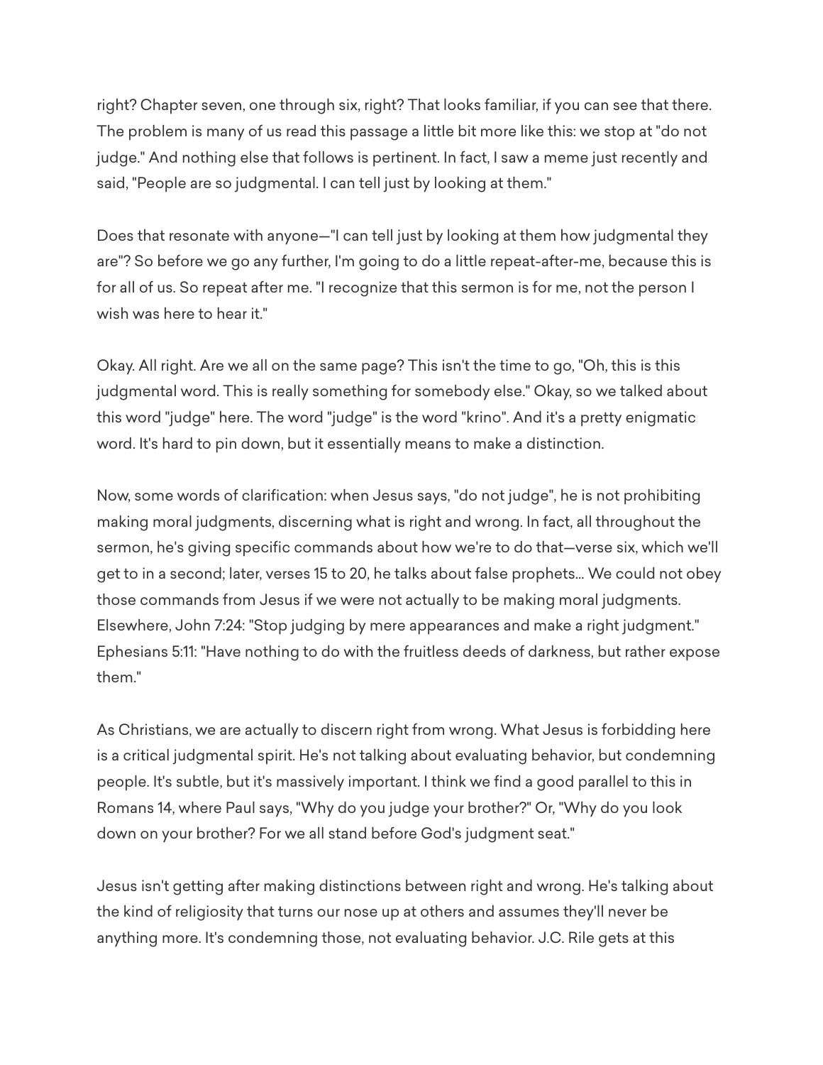right? Chapter seven, one through six, right? That looks familiar, if you can see that there. The problem is many of us read this passage a little bit more like this: we stop at "do not judge." And nothing else that follows is pertinent. In fact, I saw a meme just recently and said, "People are so judgmental. I can tell just by looking at them."

Does that resonate with anyone—"I can tell just by looking at them how judgmental they are"? So before we go any further, I'm going to do a little repeat-after-me, because this is for all of us. So repeat after me. "I recognize that this sermon is for me, not the person I wish was here to hear it."

Okay. All right. Are we all on the same page? This isn't the time to go, "Oh, this is this judgmental word. This is really something for somebody else." Okay, so we talked about this word "judge" here. The word "judge" is the word "krino". And it's a pretty enigmatic word. It's hard to pin down, but it essentially means to make a distinction.

Now, some words of clarification: when Jesus says, "do not judge", he is not prohibiting making moral judgments, discerning what is right and wrong. In fact, all throughout the sermon, he's giving specific commands about how we're to do that—verse six, which we'll get to in a second; later, verses 15 to 20, he talks about false prophets... We could not obey those commands from Jesus if we were not actually to be making moral judgments. Elsewhere, John 7:24: "Stop judging by mere appearances and make a right judgment." Ephesians 5:11: "Have nothing to do with the fruitless deeds of darkness, but rather expose them."

As Christians, we are actually to discern right from wrong. What Jesus is forbidding here is a critical judgmental spirit. He's not talking about evaluating behavior, but condemning people. It's subtle, but it's massively important. I think we find a good parallel to this in Romans 14, where Paul says, "Why do you judge your brother?" Or, "Why do you look down on your brother? For we all stand before God's judgment seat."

Jesus isn't getting after making distinctions between right and wrong. He's talking about the kind of religiosity that turns our nose up at others and assumes they'll never be anything more. It's condemning those, not evaluating behavior. J.C. Rile gets at this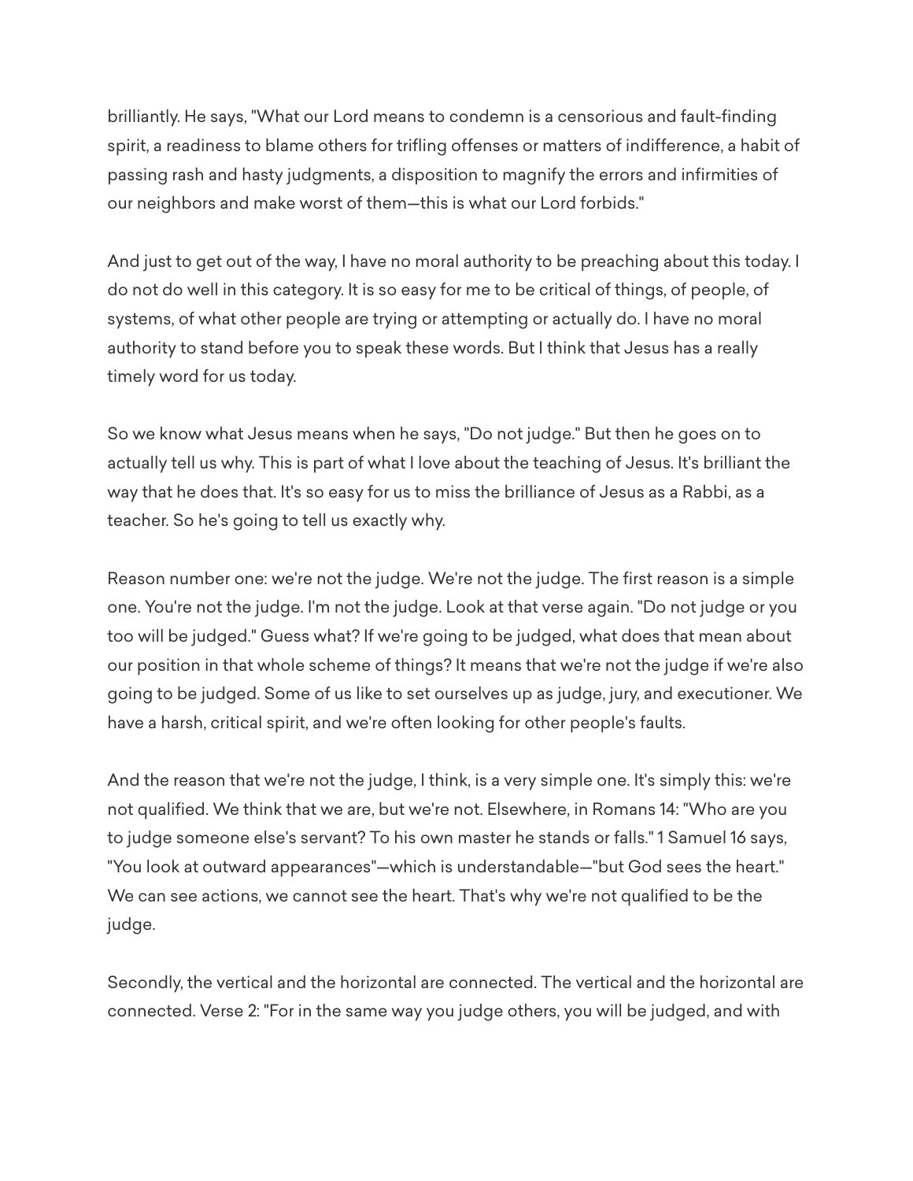brilliantly. He says, "What our Lord means to condemn is a censorious and fault-finding spirit, a readiness to blame others for trifling offenses or matters of indifference, a habit of passing rash and hasty judgments, a disposition to magnify the errors and infirmities of our neighbors and make worst of them—this is what our Lord forbids."

And just to get out of the way, I have no moral authority to be preaching about this today. I do not do well in this category. It is so easy for me to be critical of things, of people, of systems, of what other people are trying or attempting or actually do. I have no moral authority to stand before you to speak these words. But I think that Jesus has a really timely word for us today.

So we know what Jesus means when he says, "Do not judge." But then he goes on to actually tell us why. This is part of what I love about the teaching of Jesus. It's brilliant the way that he does that. It's so easy for us to miss the brilliance of Jesus as a Rabbi, as a teacher. So he's going to tell us exactly why.

Reason number one: we're not the judge. We're not the judge. The first reason is a simple one. You're not the judge. I'm not the judge. Look at that verse again. "Do not judge or you too will be judged." Guess what? If we're going to be judged, what does that mean about our position in that whole scheme of things? It means that we're not the judge if we're also going to be judged. Some of us like to set ourselves up as judge, jury, and executioner. We have a harsh, critical spirit, and we're often looking for other people's faults.

And the reason that we're not the judge, I think, is a very simple one. It's simply this: we're not qualified. We think that we are, but we're not. Elsewhere, in Romans 14: "Who are you to judge someone else's servant? To his own master he stands or falls." 1 Samuel 16 says, "You look at outward appearances"—which is understandable—"but God sees the heart." We can see actions, we cannot see the heart. That's why we're not qualified to be the judge.

Secondly, the vertical and the horizontal are connected. The vertical and the horizontal are connected. Verse 2: "For in the same way you judge others, you will be judged, and with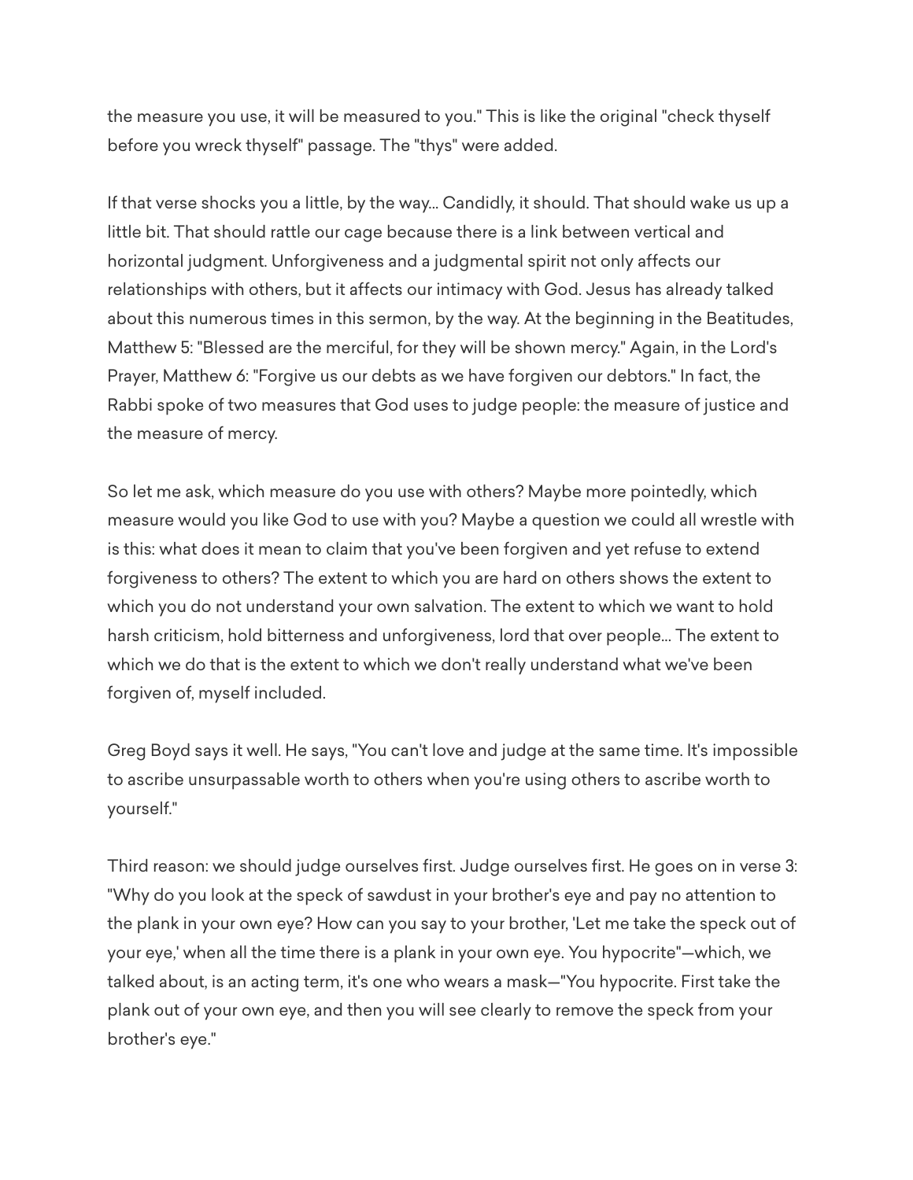the measure you use, it will be measured to you." This is like the original "check thyself before you wreck thyself" passage. The "thys" were added.

If that verse shocks you a little, by the way... Candidly, it should. That should wake us up a little bit. That should rattle our cage because there is a link between vertical and horizontal judgment. Unforgiveness and a judgmental spirit not only affects our relationships with others, but it affects our intimacy with God. Jesus has already talked about this numerous times in this sermon, by the way. At the beginning in the Beatitudes, Matthew 5: "Blessed are the merciful, for they will be shown mercy." Again, in the Lord's Prayer, Matthew 6: "Forgive us our debts as we have forgiven our debtors." In fact, the Rabbi spoke of two measures that God uses to judge people: the measure of justice and the measure of mercy.

So let me ask, which measure do you use with others? Maybe more pointedly, which measure would you like God to use with you? Maybe a question we could all wrestle with is this: what does it mean to claim that you've been forgiven and yet refuse to extend forgiveness to others? The extent to which you are hard on others shows the extent to which you do not understand your own salvation. The extent to which we want to hold harsh criticism, hold bitterness and unforgiveness, lord that over people... The extent to which we do that is the extent to which we don't really understand what we've been forgiven of, myself included.

Greg Boyd says it well. He says, "You can't love and judge at the same time. It's impossible to ascribe unsurpassable worth to others when you're using others to ascribe worth to yourself."

Third reason: we should judge ourselves first. Judge ourselves first. He goes on in verse 3: "Why do you look at the speck of sawdust in your brother's eye and pay no attention to the plank in your own eye? How can you say to your brother, 'Let me take the speck out of your eye,' when all the time there is a plank in your own eye. You hypocrite"—which, we talked about, is an acting term, it's one who wears a mask—"You hypocrite. First take the plank out of your own eye, and then you will see clearly to remove the speck from your brother's eye."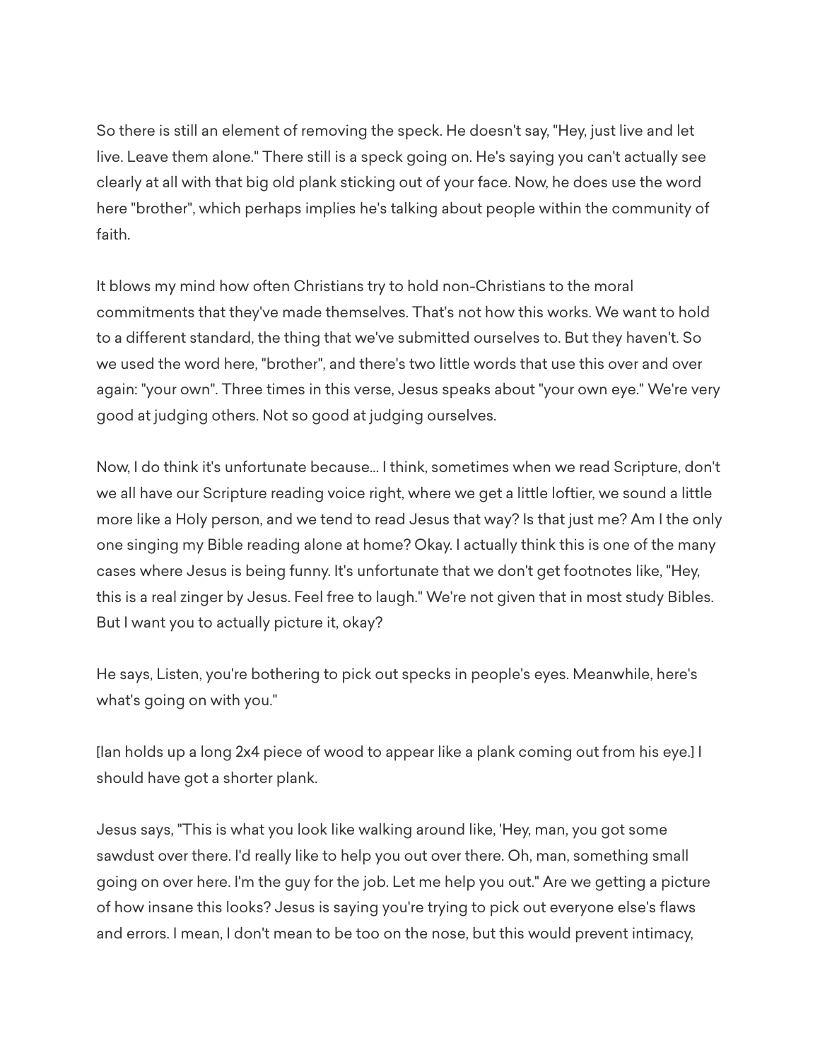So there is still an element of removing the speck. He doesn't say, "Hey, just live and let live. Leave them alone." There still is a speck going on. He's saying you can't actually see clearly at all with that big old plank sticking out of your face. Now, he does use the word here "brother", which perhaps implies he's talking about people within the community of faith.

It blows my mind how often Christians try to hold non-Christians to the moral commitments that they've made themselves. That's not how this works. We want to hold to a different standard, the thing that we've submitted ourselves to. But they haven't. So we used the word here, "brother", and there's two little words that use this over and over again: "your own". Three times in this verse, Jesus speaks about "your own eye." We're very good at judging others. Not so good at judging ourselves.

Now, I do think it's unfortunate because... I think, sometimes when we read Scripture, don't we all have our Scripture reading voice right, where we get a little loftier, we sound a little more like a Holy person, and we tend to read Jesus that way? Is that just me? Am I the only one singing my Bible reading alone at home? Okay. I actually think this is one of the many cases where Jesus is being funny. It's unfortunate that we don't get footnotes like, "Hey, this is a real zinger by Jesus. Feel free to laugh." We're not given that in most study Bibles. But I want you to actually picture it, okay?

He says, Listen, you're bothering to pick out specks in people's eyes. Meanwhile, here's what's going on with you."

[Ian holds up a long 2x4 piece of wood to appear like a plank coming out from his eye.] I should have got a shorter plank.

Jesus says, "This is what you look like walking around like, 'Hey, man, you got some sawdust over there. I'd really like to help you out over there. Oh, man, something small going on over here. I'm the guy for the job. Let me help you out." Are we getting a picture of how insane this looks? Jesus is saying you're trying to pick out everyone else's flaws and errors. I mean, I don't mean to be too on the nose, but this would prevent intimacy,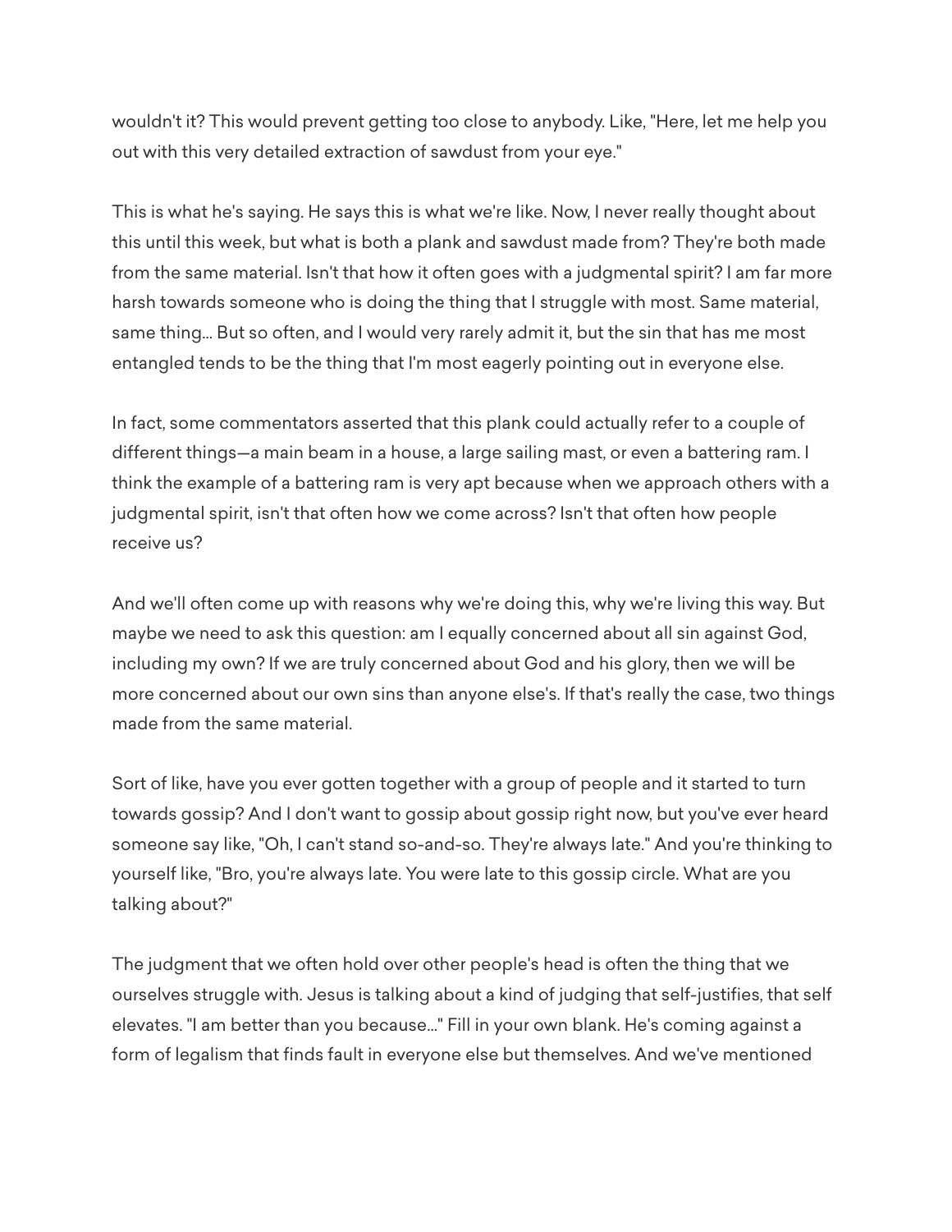wouldn't it? This would prevent getting too close to anybody. Like, "Here, let me help you out with this very detailed extraction of sawdust from your eye."

This is what he's saying. He says this is what we're like. Now, I never really thought about this until this week, but what is both a plank and sawdust made from? They're both made from the same material. Isn't that how it often goes with a judgmental spirit? I am far more harsh towards someone who is doing the thing that I struggle with most. Same material, same thing... But so often, and I would very rarely admit it, but the sin that has me most entangled tends to be the thing that I'm most eagerly pointing out in everyone else.

In fact, some commentators asserted that this plank could actually refer to a couple of different things—a main beam in a house, a large sailing mast, or even a battering ram. I think the example of a battering ram is very apt because when we approach others with a judgmental spirit, isn't that often how we come across? Isn't that often how people receive us?

And we'll often come up with reasons why we're doing this, why we're living this way. But maybe we need to ask this question: am I equally concerned about all sin against God, including my own? If we are truly concerned about God and his glory, then we will be more concerned about our own sins than anyone else's. If that's really the case, two things made from the same material.

Sort of like, have you ever gotten together with a group of people and it started to turn towards gossip? And I don't want to gossip about gossip right now, but you've ever heard someone say like, "Oh, I can't stand so-and-so. They're always late." And you're thinking to yourself like, "Bro, you're always late. You were late to this gossip circle. What are you talking about?"

The judgment that we often hold over other people's head is often the thing that we ourselves struggle with. Jesus is talking about a kind of judging that self-justifies, that self elevates. "I am better than you because..." Fill in your own blank. He's coming against a form of legalism that finds fault in everyone else but themselves. And we've mentioned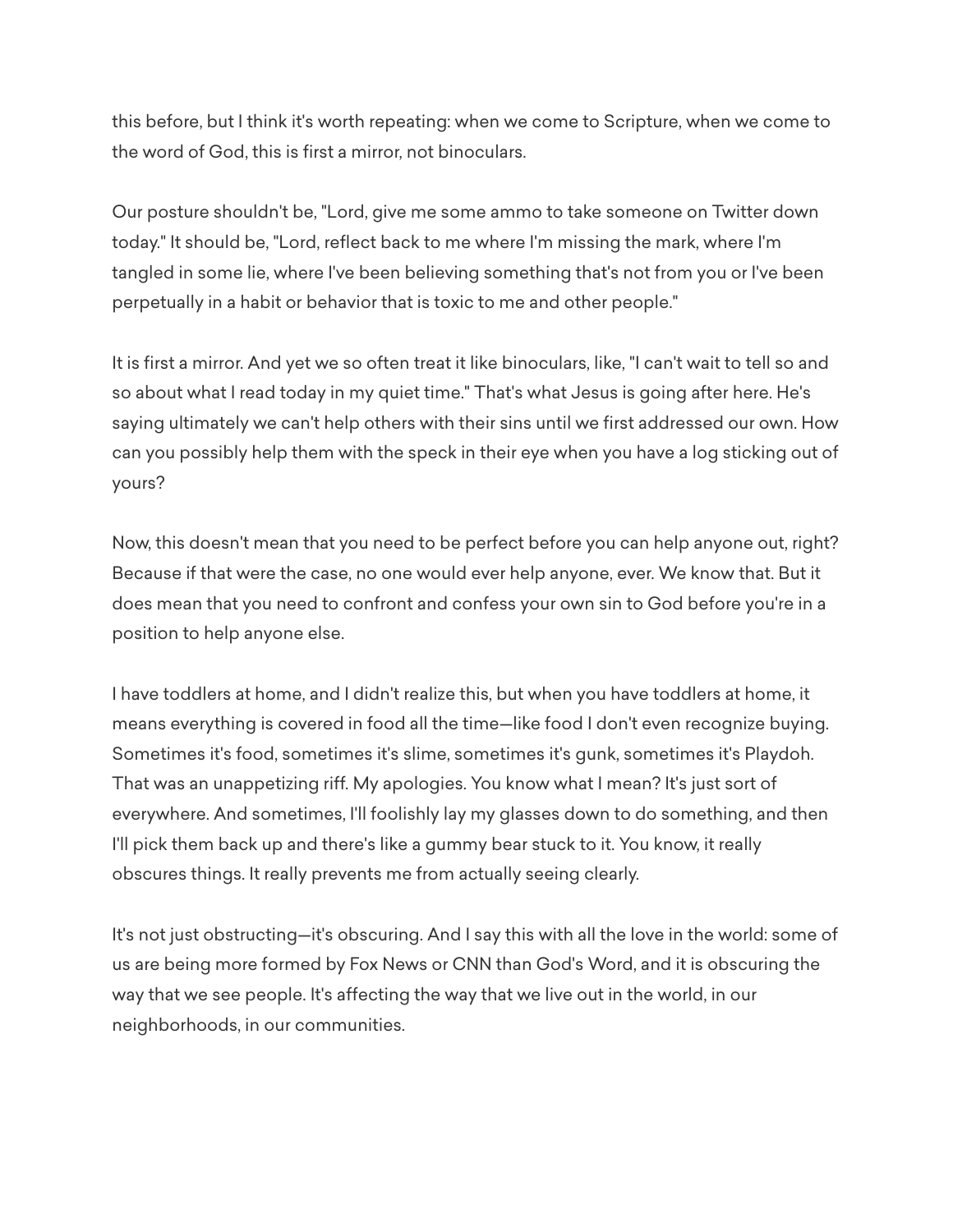this before, but I think it's worth repeating: when we come to Scripture, when we come to the word of God, this is first a mirror, not binoculars.

Our posture shouldn't be, "Lord, give me some ammo to take someone on Twitter down today." It should be, "Lord, reflect back to me where I'm missing the mark, where I'm tangled in some lie, where I've been believing something that's not from you or I've been perpetually in a habit or behavior that is toxic to me and other people."

It is first a mirror. And yet we so often treat it like binoculars, like, "I can't wait to tell so and so about what I read today in my quiet time." That's what Jesus is going after here. He's saying ultimately we can't help others with their sins until we first addressed our own. How can you possibly help them with the speck in their eye when you have a log sticking out of yours?

Now, this doesn't mean that you need to be perfect before you can help anyone out, right? Because if that were the case, no one would ever help anyone, ever. We know that. But it does mean that you need to confront and confess your own sin to God before you're in a position to help anyone else.

I have toddlers at home, and I didn't realize this, but when you have toddlers at home, it means everything is covered in food all the time—like food I don't even recognize buying. Sometimes it's food, sometimes it's slime, sometimes it's gunk, sometimes it's Playdoh. That was an unappetizing riff. My apologies. You know what I mean? It's just sort of everywhere. And sometimes, I'll foolishly lay my glasses down to do something, and then I'll pick them back up and there's like a gummy bear stuck to it. You know, it really obscures things. It really prevents me from actually seeing clearly.

It's not just obstructing—it's obscuring. And I say this with all the love in the world: some of us are being more formed by Fox News or CNN than God's Word, and it is obscuring the way that we see people. It's affecting the way that we live out in the world, in our neighborhoods, in our communities.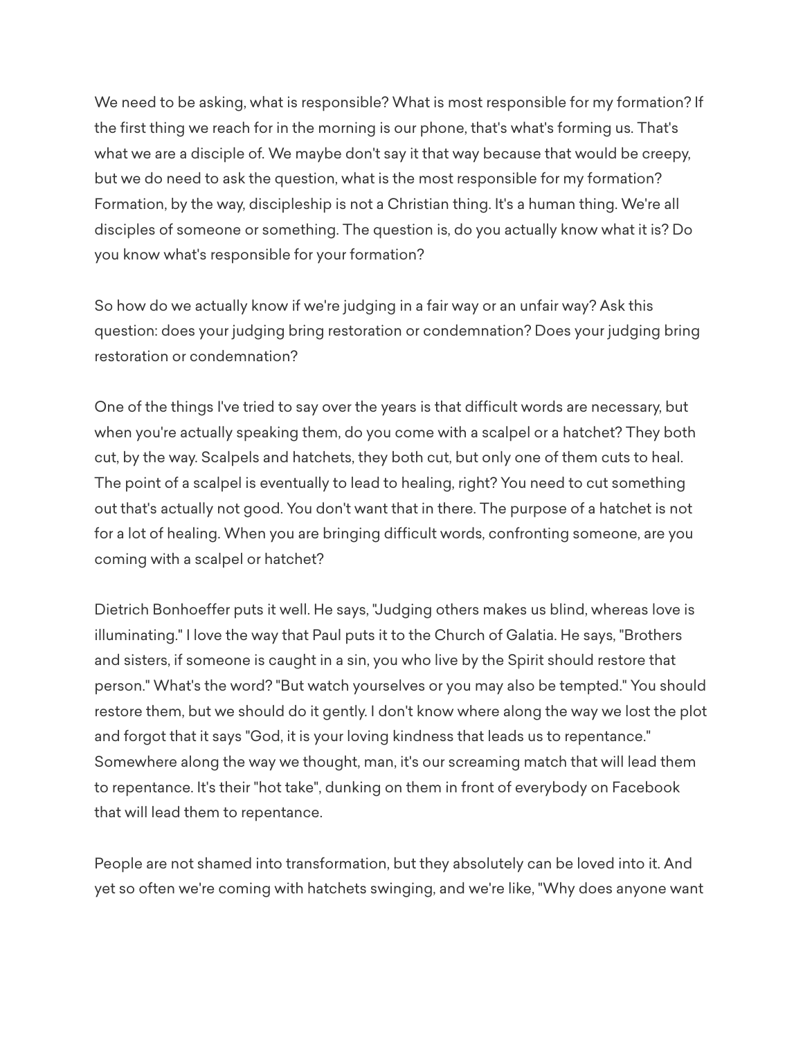We need to be asking, what is responsible? What is most responsible for my formation? If the first thing we reach for in the morning is our phone, that's what's forming us. That's what we are a disciple of. We maybe don't say it that way because that would be creepy, but we do need to ask the question, what is the most responsible for my formation? Formation, by the way, discipleship is not a Christian thing. It's a human thing. We're all disciples of someone or something. The question is, do you actually know what it is? Do you know what's responsible for your formation?

So how do we actually know if we're judging in a fair way or an unfair way? Ask this question: does your judging bring restoration or condemnation? Does your judging bring restoration or condemnation?

One of the things I've tried to say over the years is that difficult words are necessary, but when you're actually speaking them, do you come with a scalpel or a hatchet? They both cut, by the way. Scalpels and hatchets, they both cut, but only one of them cuts to heal. The point of a scalpel is eventually to lead to healing, right? You need to cut something out that's actually not good. You don't want that in there. The purpose of a hatchet is not for a lot of healing. When you are bringing difficult words, confronting someone, are you coming with a scalpel or hatchet?

Dietrich Bonhoeffer puts it well. He says, "Judging others makes us blind, whereas love is illuminating." I love the way that Paul puts it to the Church of Galatia. He says, "Brothers and sisters, if someone is caught in a sin, you who live by the Spirit should restore that person." What's the word? "But watch yourselves or you may also be tempted." You should restore them, but we should do it gently. I don't know where along the way we lost the plot and forgot that it says "God, it is your loving kindness that leads us to repentance." Somewhere along the way we thought, man, it's our screaming match that will lead them to repentance. It's their "hot take", dunking on them in front of everybody on Facebook that will lead them to repentance.

People are not shamed into transformation, but they absolutely can be loved into it. And yet so often we're coming with hatchets swinging, and we're like, "Why does anyone want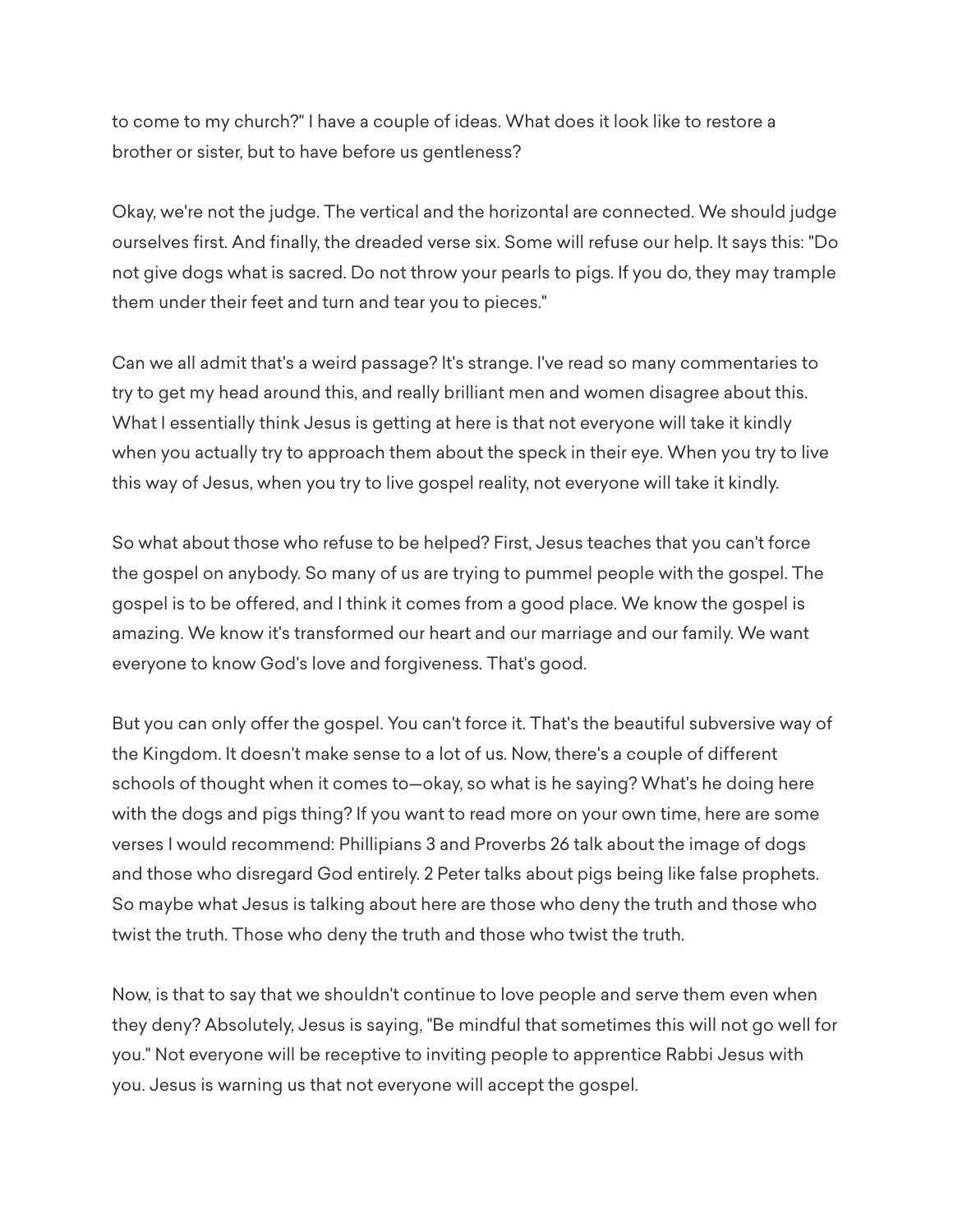to come to my church?" I have a couple of ideas. What does it look like to restore a brother or sister, but to have before us gentleness?

Okay, we're not the judge. The vertical and the horizontal are connected. We should judge ourselves first. And finally, the dreaded verse six. Some will refuse our help. It says this: "Do not give dogs what is sacred. Do not throw your pearls to pigs. If you do, they may trample them under their feet and turn and tear you to pieces."

Can we all admit that's a weird passage? It's strange. I've read so many commentaries to try to get my head around this, and really brilliant men and women disagree about this. What I essentially think Jesus is getting at here is that not everyone will take it kindly when you actually try to approach them about the speck in their eye. When you try to live this way of Jesus, when you try to live gospel reality, not everyone will take it kindly.

So what about those who refuse to be helped? First, Jesus teaches that you can't force the gospel on anybody. So many of us are trying to pummel people with the gospel. The gospel is to be offered, and I think it comes from a good place. We know the gospel is amazing. We know it's transformed our heart and our marriage and our family. We want everyone to know God's love and forgiveness. That's good.

But you can only offer the gospel. You can't force it. That's the beautiful subversive way of the Kingdom. It doesn't make sense to a lot of us. Now, there's a couple of different schools of thought when it comes to—okay, so what is he saying? What's he doing here with the dogs and pigs thing? If you want to read more on your own time, here are some verses I would recommend: Phillipians 3 and Proverbs 26 talk about the image of dogs and those who disregard God entirely. 2 Peter talks about pigs being like false prophets. So maybe what Jesus is talking about here are those who deny the truth and those who twist the truth. Those who deny the truth and those who twist the truth.

Now, is that to say that we shouldn't continue to love people and serve them even when they deny? Absolutely, Jesus is saying, "Be mindful that sometimes this will not go well for you." Not everyone will be receptive to inviting people to apprentice Rabbi Jesus with you. Jesus is warning us that not everyone will accept the gospel.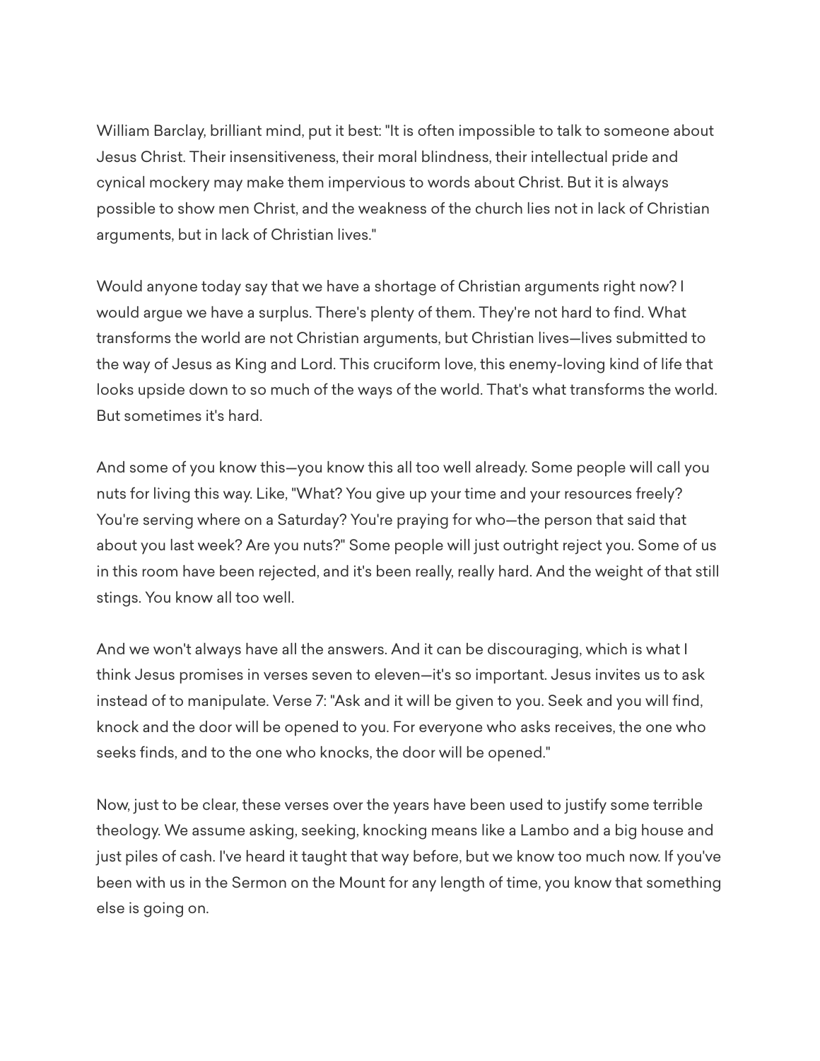William Barclay, brilliant mind, put it best: "It is often impossible to talk to someone about Jesus Christ. Their insensitiveness, their moral blindness, their intellectual pride and cynical mockery may make them impervious to words about Christ. But it is always possible to show men Christ, and the weakness of the church lies not in lack of Christian arguments, but in lack of Christian lives."

Would anyone today say that we have a shortage of Christian arguments right now? I would argue we have a surplus. There's plenty of them. They're not hard to find. What transforms the world are not Christian arguments, but Christian lives—lives submitted to the way of Jesus as King and Lord. This cruciform love, this enemy-loving kind of life that looks upside down to so much of the ways of the world. That's what transforms the world. But sometimes it's hard.

And some of you know this—you know this all too well already. Some people will call you nuts for living this way. Like, "What? You give up your time and your resources freely? You're serving where on a Saturday? You're praying for who—the person that said that about you last week? Are you nuts?" Some people will just outright reject you. Some of us in this room have been rejected, and it's been really, really hard. And the weight of that still stings. You know all too well.

And we won't always have all the answers. And it can be discouraging, which is what I think Jesus promises in verses seven to eleven—it's so important. Jesus invites us to ask instead of to manipulate. Verse 7: "Ask and it will be given to you. Seek and you will find, knock and the door will be opened to you. For everyone who asks receives, the one who seeks finds, and to the one who knocks, the door will be opened."

Now, just to be clear, these verses over the years have been used to justify some terrible theology. We assume asking, seeking, knocking means like a Lambo and a big house and just piles of cash. I've heard it taught that way before, but we know too much now. If you've been with us in the Sermon on the Mount for any length of time, you know that something else is going on.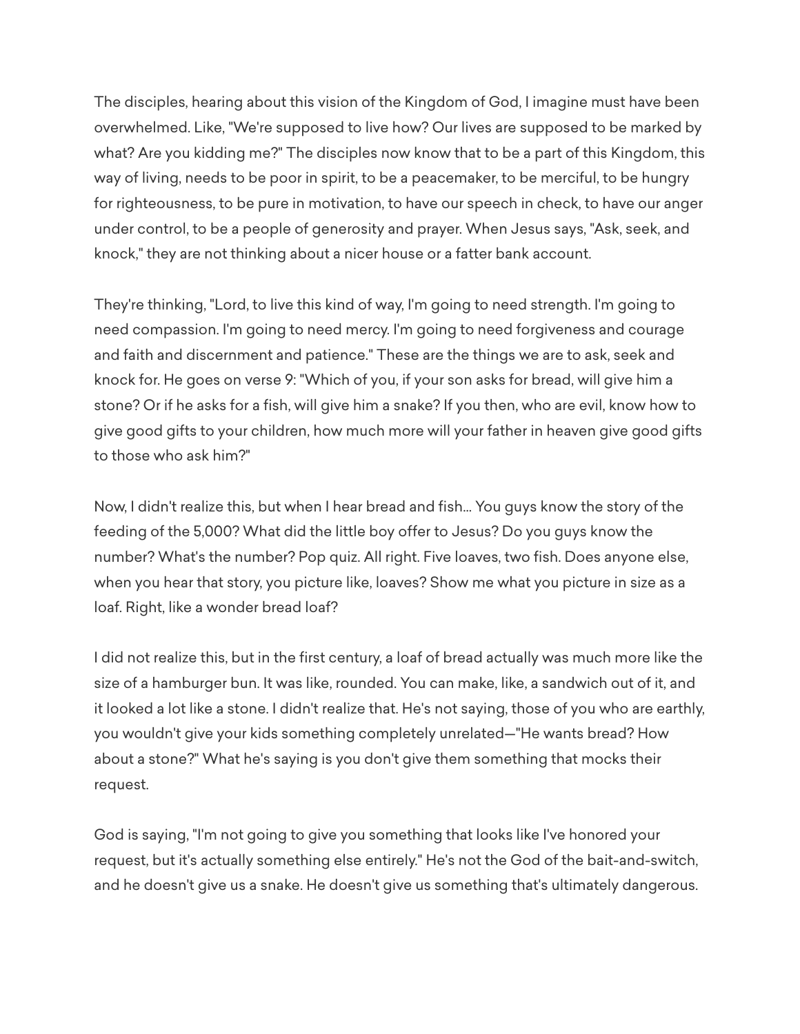The disciples, hearing about this vision of the Kingdom of God, I imagine must have been overwhelmed. Like, "We're supposed to live how? Our lives are supposed to be marked by what? Are you kidding me?" The disciples now know that to be a part of this Kingdom, this way of living, needs to be poor in spirit, to be a peacemaker, to be merciful, to be hungry for righteousness, to be pure in motivation, to have our speech in check, to have our anger under control, to be a people of generosity and prayer. When Jesus says, "Ask, seek, and knock," they are not thinking about a nicer house or a fatter bank account.

They're thinking, "Lord, to live this kind of way, I'm going to need strength. I'm going to need compassion. I'm going to need mercy. I'm going to need forgiveness and courage and faith and discernment and patience." These are the things we are to ask, seek and knock for. He goes on verse 9: "Which of you, if your son asks for bread, will give him a stone? Or if he asks for a fish, will give him a snake? If you then, who are evil, know how to give good gifts to your children, how much more will your father in heaven give good gifts to those who ask him?"

Now, I didn't realize this, but when I hear bread and fish... You guys know the story of the feeding of the 5,000? What did the little boy offer to Jesus? Do you guys know the number? What's the number? Pop quiz. All right. Five loaves, two fish. Does anyone else, when you hear that story, you picture like, loaves? Show me what you picture in size as a loaf. Right, like a wonder bread loaf?

I did not realize this, but in the first century, a loaf of bread actually was much more like the size of a hamburger bun. It was like, rounded. You can make, like, a sandwich out of it, and it looked a lot like a stone. I didn't realize that. He's not saying, those of you who are earthly, you wouldn't give your kids something completely unrelated—"He wants bread? How about a stone?" What he's saying is you don't give them something that mocks their request.

God is saying, "I'm not going to give you something that looks like I've honored your request, but it's actually something else entirely." He's not the God of the bait-and-switch, and he doesn't give us a snake. He doesn't give us something that's ultimately dangerous.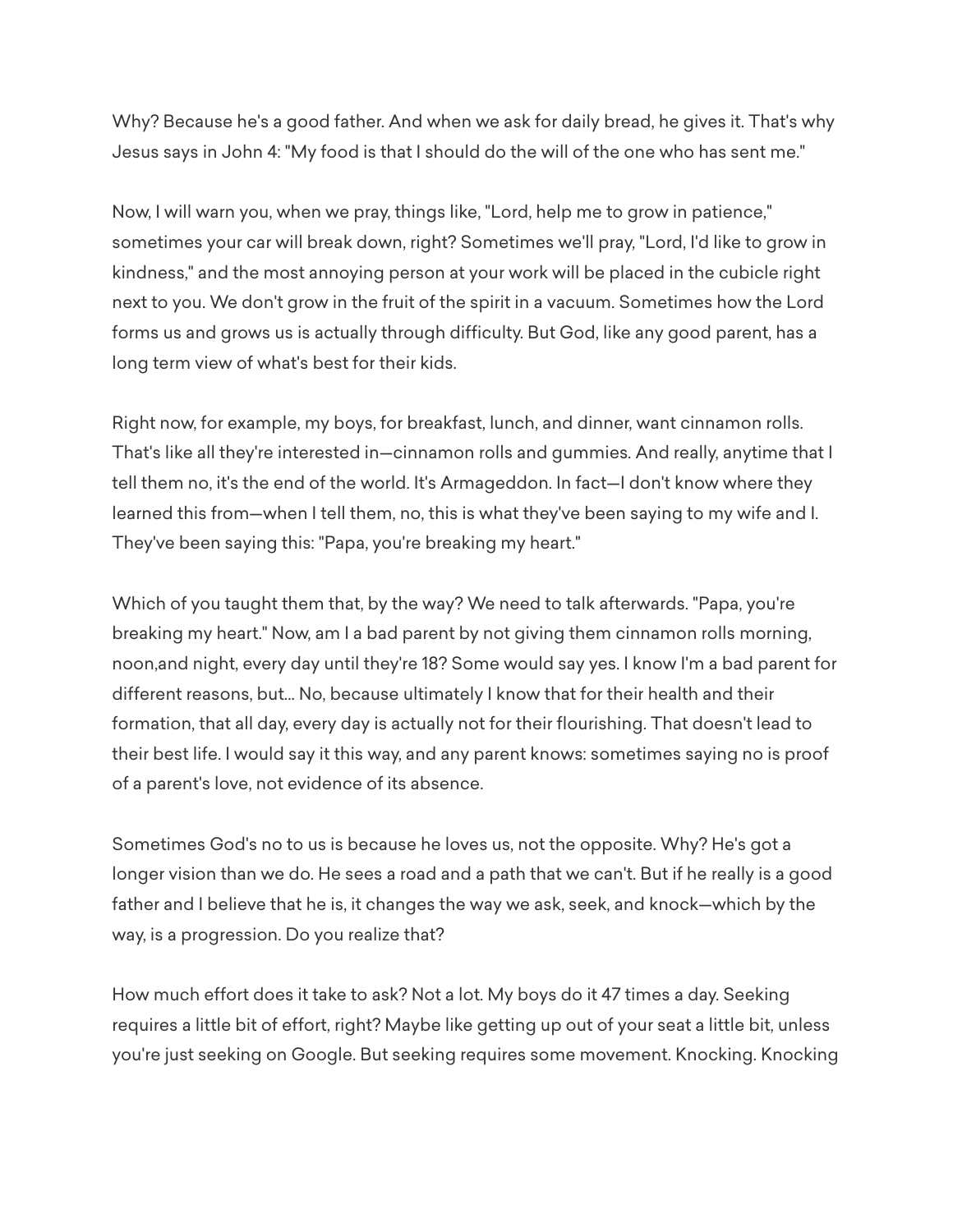Why? Because he's a good father. And when we ask for daily bread, he gives it. That's why Jesus says in John 4: "My food is that I should do the will of the one who has sent me."

Now, I will warn you, when we pray, things like, "Lord, help me to grow in patience," sometimes your car will break down, right? Sometimes we'll pray, "Lord, I'd like to grow in kindness," and the most annoying person at your work will be placed in the cubicle right next to you. We don't grow in the fruit of the spirit in a vacuum. Sometimes how the Lord forms us and grows us is actually through difficulty. But God, like any good parent, has a long term view of what's best for their kids.

Right now, for example, my boys, for breakfast, lunch, and dinner, want cinnamon rolls. That's like all they're interested in—cinnamon rolls and gummies. And really, anytime that I tell them no, it's the end of the world. It's Armageddon. In fact—I don't know where they learned this from—when I tell them, no, this is what they've been saying to my wife and I. They've been saying this: "Papa, you're breaking my heart."

Which of you taught them that, by the way? We need to talk afterwards. "Papa, you're breaking my heart." Now, am I a bad parent by not giving them cinnamon rolls morning, noon,and night, every day until they're 18? Some would say yes. I know I'm a bad parent for different reasons, but... No, because ultimately I know that for their health and their formation, that all day, every day is actually not for their flourishing. That doesn't lead to their best life. I would say it this way, and any parent knows: sometimes saying no is proof of a parent's love, not evidence of its absence.

Sometimes God's no to us is because he loves us, not the opposite. Why? He's got a longer vision than we do. He sees a road and a path that we can't. But if he really is a good father and I believe that he is, it changes the way we ask, seek, and knock—which by the way, is a progression. Do you realize that?

How much effort does it take to ask? Not a lot. My boys do it 47 times a day. Seeking requires a little bit of effort, right? Maybe like getting up out of your seat a little bit, unless you're just seeking on Google. But seeking requires some movement. Knocking. Knocking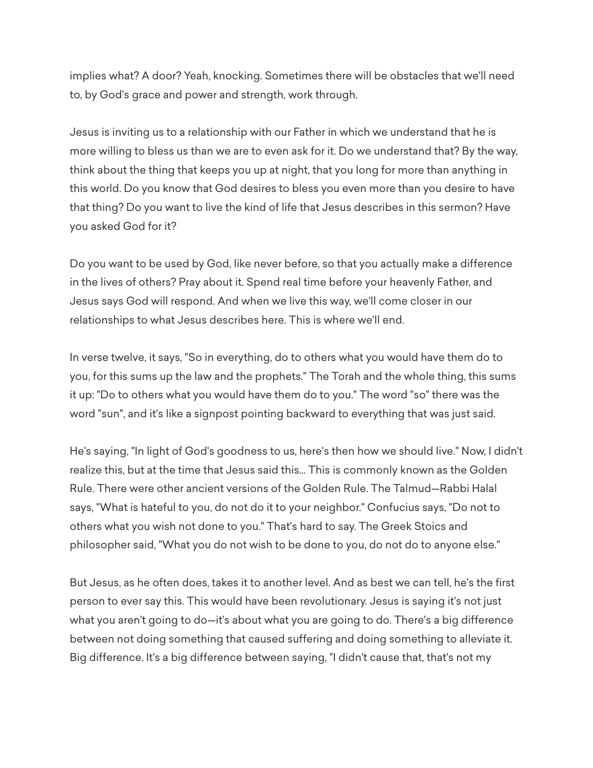implies what? A door? Yeah, knocking. Sometimes there will be obstacles that we'll need to, by God's grace and power and strength, work through.

Jesus is inviting us to a relationship with our Father in which we understand that he is more willing to bless us than we are to even ask for it. Do we understand that? By the way, think about the thing that keeps you up at night, that you long for more than anything in this world. Do you know that God desires to bless you even more than you desire to have that thing? Do you want to live the kind of life that Jesus describes in this sermon? Have you asked God for it?

Do you want to be used by God, like never before, so that you actually make a difference in the lives of others? Pray about it. Spend real time before your heavenly Father, and Jesus says God will respond. And when we live this way, we'll come closer in our relationships to what Jesus describes here. This is where we'll end.

In verse twelve, it says, "So in everything, do to others what you would have them do to you, for this sums up the law and the prophets." The Torah and the whole thing, this sums it up: "Do to others what you would have them do to you." The word "so" there was the word "sun", and it's like a signpost pointing backward to everything that was just said.

He's saying, "In light of God's goodness to us, here's then how we should live." Now, I didn't realize this, but at the time that Jesus said this... This is commonly known as the Golden Rule. There were other ancient versions of the Golden Rule. The Talmud—Rabbi Halal says, "What is hateful to you, do not do it to your neighbor." Confucius says, "Do not to others what you wish not done to you." That's hard to say. The Greek Stoics and philosopher said, "What you do not wish to be done to you, do not do to anyone else."

But Jesus, as he often does, takes it to another level. And as best we can tell, he's the first person to ever say this. This would have been revolutionary. Jesus is saying it's not just what you aren't going to do—it's about what you are going to do. There's a big difference between not doing something that caused suffering and doing something to alleviate it. Big difference. It's a big difference between saying, "I didn't cause that, that's not my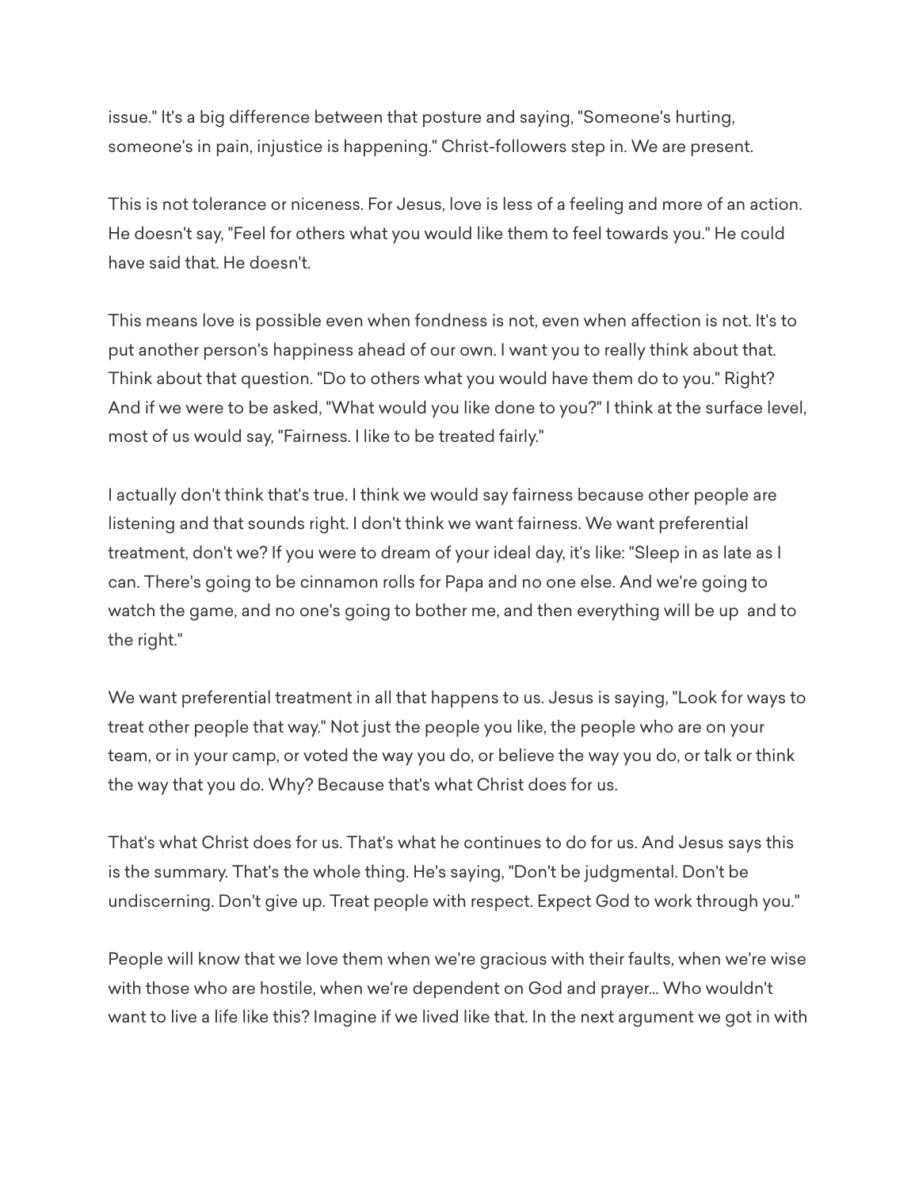issue." It's a big difference between that posture and saying, "Someone's hurting, someone's in pain, injustice is happening." Christ-followers step in. We are present.

This is not tolerance or niceness. For Jesus, love is less of a feeling and more of an action. He doesn't say, "Feel for others what you would like them to feel towards you." He could have said that. He doesn't.

This means love is possible even when fondness is not, even when affection is not. It's to put another person's happiness ahead of our own. I want you to really think about that. Think about that question. "Do to others what you would have them do to you." Right? And if we were to be asked, "What would you like done to you?" I think at the surface level, most of us would say, "Fairness. I like to be treated fairly."

I actually don't think that's true. I think we would say fairness because other people are listening and that sounds right. I don't think we want fairness. We want preferential treatment, don't we? If you were to dream of your ideal day, it's like: "Sleep in as late as I can. There's going to be cinnamon rolls for Papa and no one else. And we're going to watch the game, and no one's going to bother me, and then everything will be up and to the right."

We want preferential treatment in all that happens to us. Jesus is saying, "Look for ways to treat other people that way." Not just the people you like, the people who are on your team, or in your camp, or voted the way you do, or believe the way you do, or talk or think the way that you do. Why? Because that's what Christ does for us.

That's what Christ does for us. That's what he continues to do for us. And Jesus says this is the summary. That's the whole thing. He's saying, "Don't be judgmental. Don't be undiscerning. Don't give up. Treat people with respect. Expect God to work through you."

People will know that we love them when we're gracious with their faults, when we're wise with those who are hostile, when we're dependent on God and prayer... Who wouldn't want to live a life like this? Imagine if we lived like that. In the next argument we got in with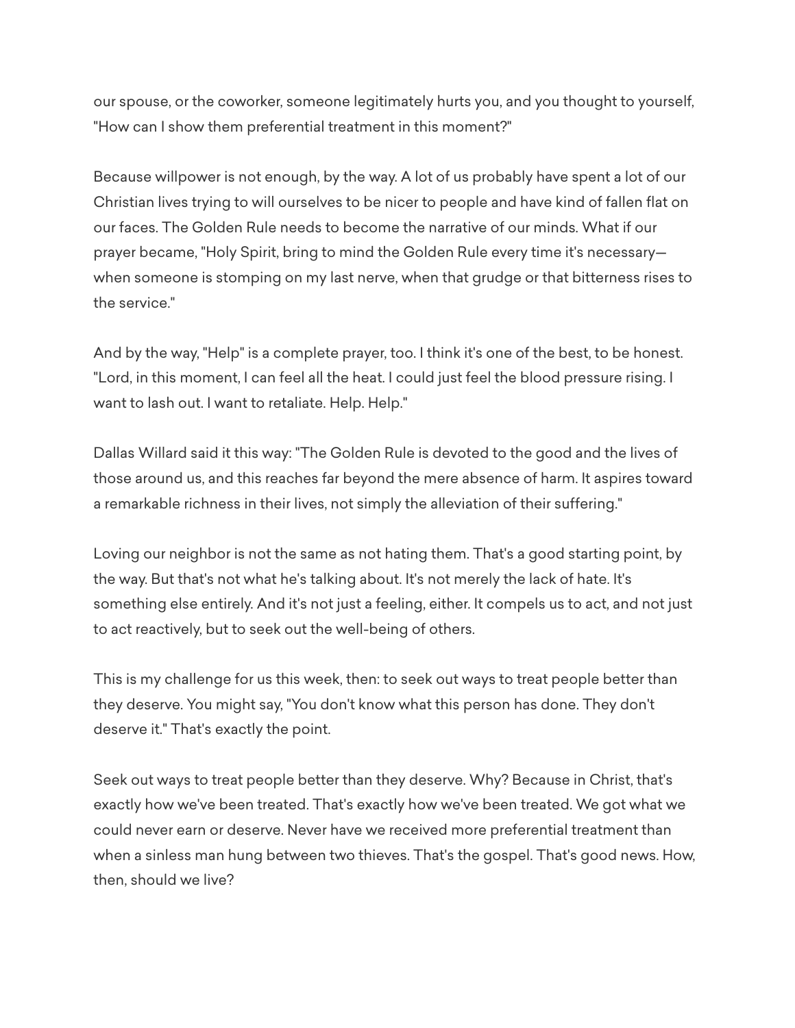our spouse, or the coworker, someone legitimately hurts you, and you thought to yourself, "How can I show them preferential treatment in this moment?"

Because willpower is not enough, by the way. A lot of us probably have spent a lot of our Christian lives trying to will ourselves to be nicer to people and have kind of fallen flat on our faces. The Golden Rule needs to become the narrative of our minds. What if our prayer became, "Holy Spirit, bring to mind the Golden Rule every time it's necessary—when someone is stomping on my last nerve, when that grudge or that bitterness rises to the service."

And by the way, "Help" is a complete prayer, too. I think it's one of the best, to be honest. "Lord, in this moment, I can feel all the heat. I could just feel the blood pressure rising. I want to lash out. I want to retaliate. Help. Help."

Dallas Willard said it this way: "The Golden Rule is devoted to the good and the lives of those around us, and this reaches far beyond the mere absence of harm. It aspires toward a remarkable richness in their lives, not simply the alleviation of their suffering."

Loving our neighbor is not the same as not hating them. That's a good starting point, by the way. But that's not what he's talking about. It's not merely the lack of hate. It's something else entirely. And it's not just a feeling, either. It compels us to act, and not just to act reactively, but to seek out the well-being of others.

This is my challenge for us this week, then: to seek out ways to treat people better than they deserve. You might say, "You don't know what this person has done. They don't deserve it." That's exactly the point.

Seek out ways to treat people better than they deserve. Why? Because in Christ, that's exactly how we've been treated. That's exactly how we've been treated. We got what we could never earn or deserve. Never have we received more preferential treatment than when a sinless man hung between two thieves. That's the gospel. That's good news. How, then, should we live?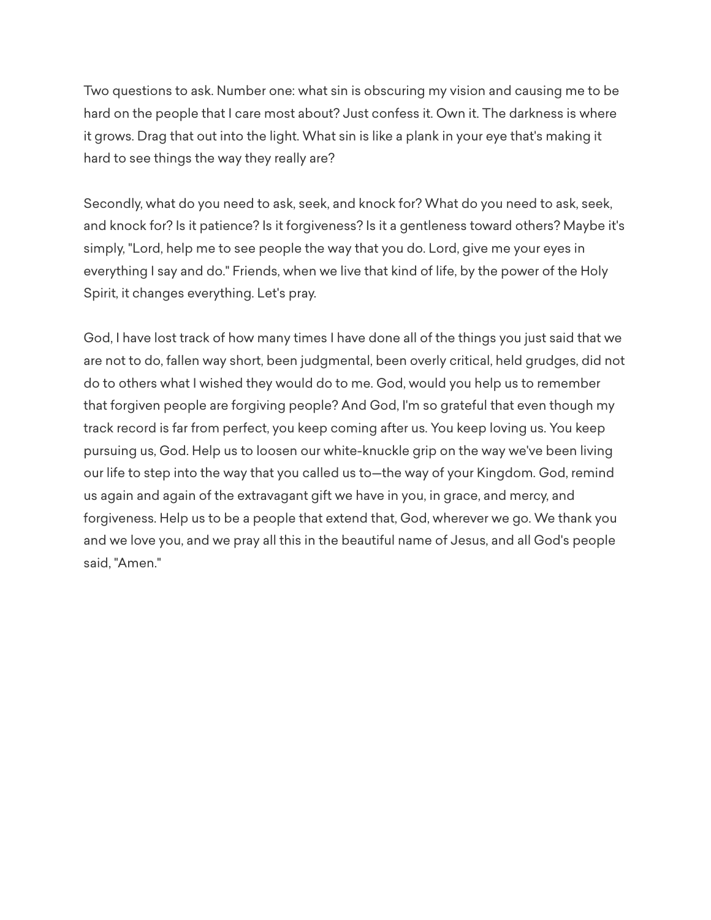Two questions to ask. Number one: what sin is obscuring my vision and causing me to be hard on the people that I care most about? Just confess it. Own it. The darkness is where it grows. Drag that out into the light. What sin is like a plank in your eye that's making it hard to see things the way they really are?

Secondly, what do you need to ask, seek, and knock for? What do you need to ask, seek, and knock for? Is it patience? Is it forgiveness? Is it a gentleness toward others? Maybe it's simply, "Lord, help me to see people the way that you do. Lord, give me your eyes in everything I say and do." Friends, when we live that kind of life, by the power of the Holy Spirit, it changes everything. Let's pray.

God, I have lost track of how many times I have done all of the things you just said that we are not to do, fallen way short, been judgmental, been overly critical, held grudges, did not do to others what I wished they would do to me. God, would you help us to remember that forgiven people are forgiving people? And God, I'm so grateful that even though my track record is far from perfect, you keep coming after us. You keep loving us. You keep pursuing us, God. Help us to loosen our white-knuckle grip on the way we've been living our life to step into the way that you called us to—the way of your Kingdom. God, remind us again and again of the extravagant gift we have in you, in grace, and mercy, and forgiveness. Help us to be a people that extend that, God, wherever we go. We thank you and we love you, and we pray all this in the beautiful name of Jesus, and all God's people said, "Amen."